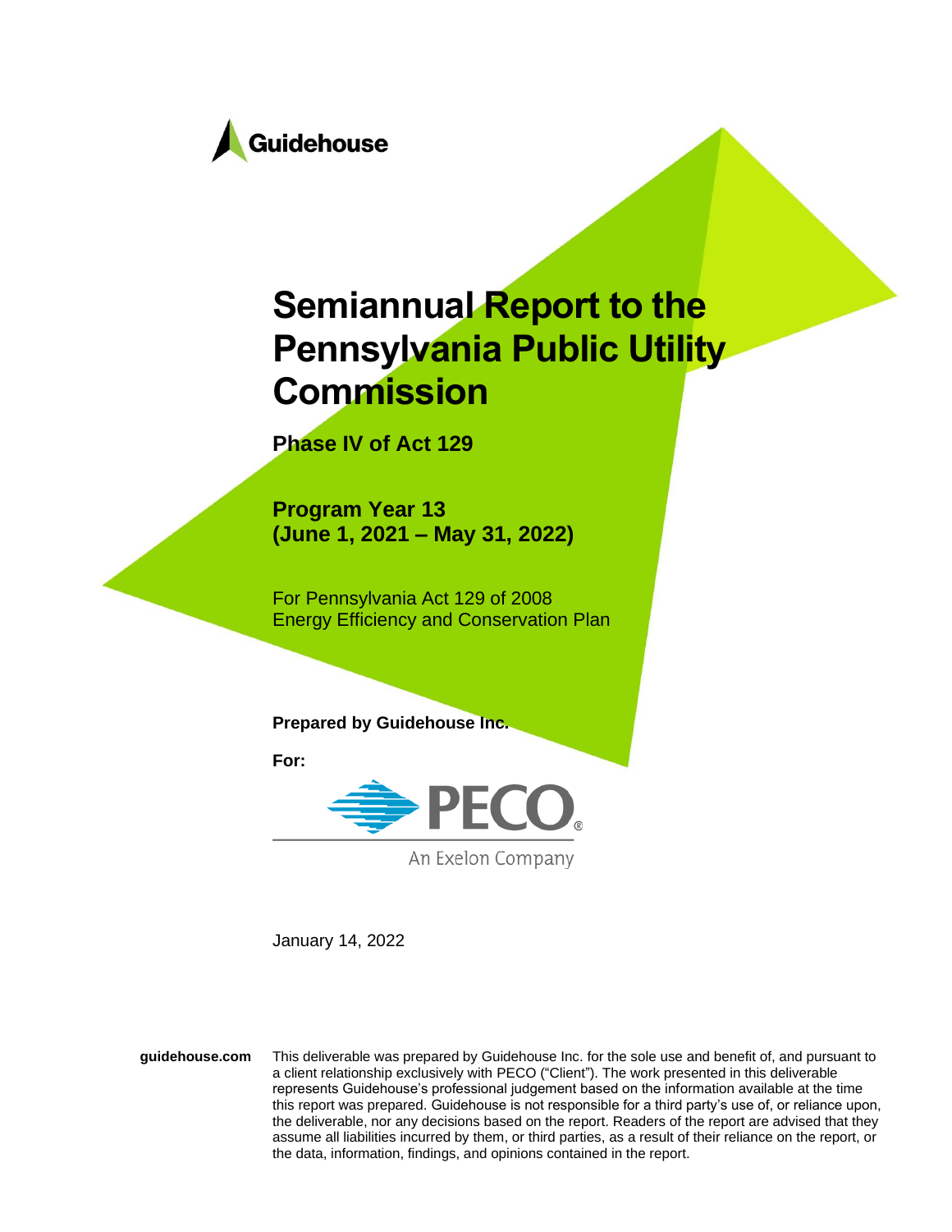Guidehouse

# Semiannual Report to the Pennsylvania Public Utility Commission

**Phase IV of Act 129**

**Program Year 13**
**(June 1, 2021 – May 31, 2022)**

For Pennsylvania Act 129 of 2008
Energy Efficiency and Conservation Plan

**Prepared by Guidehouse Inc.**

**For:**

PECO
An Exelon Company

January 14, 2022

**guidehouse.com** This deliverable was prepared by Guidehouse Inc. for the sole use and benefit of, and pursuant to a client relationship exclusively with PECO ("Client"). The work presented in this deliverable represents Guidehouse's professional judgement based on the information available at the time this report was prepared. Guidehouse is not responsible for a third party's use of, or reliance upon, the deliverable, nor any decisions based on the report. Readers of the report are advised that they assume all liabilities incurred by them, or third parties, as a result of their reliance on the report, or the data, information, findings, and opinions contained in the report.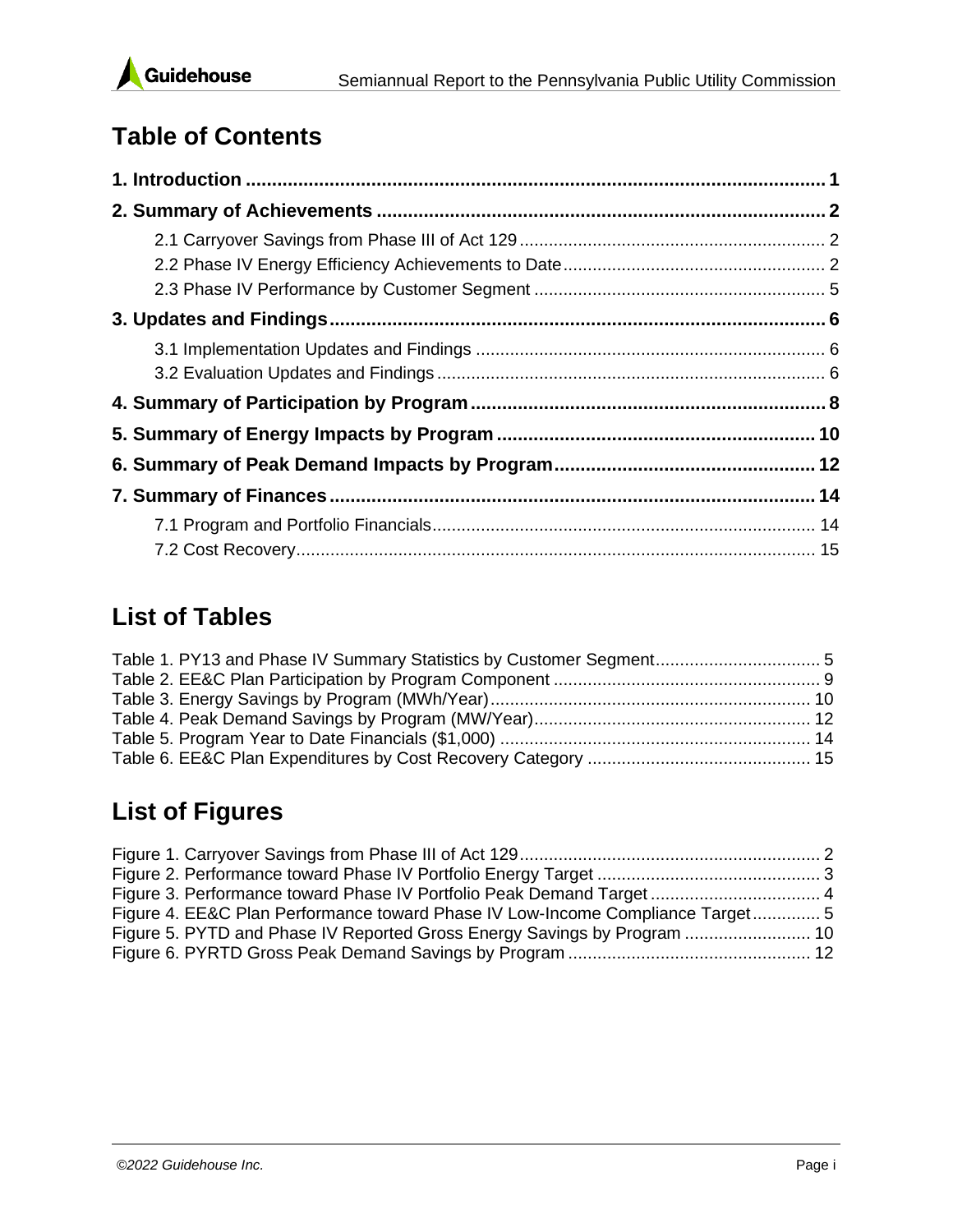# Table of Contents

**1. Introduction .......... 1**

**2. Summary of Achievements .......... 2**

- 2.1 Carryover Savings from Phase III of Act 129 .......... 2
- 2.2 Phase IV Energy Efficiency Achievements to Date .......... 2
- 2.3 Phase IV Performance by Customer Segment .......... 5

**3. Updates and Findings .......... 6**

- 3.1 Implementation Updates and Findings .......... 6
- 3.2 Evaluation Updates and Findings .......... 6

**4. Summary of Participation by Program .......... 8**

**5. Summary of Energy Impacts by Program .......... 10**

**6. Summary of Peak Demand Impacts by Program .......... 12**

**7. Summary of Finances .......... 14**

- 7.1 Program and Portfolio Financials .......... 14
- 7.2 Cost Recovery .......... 15

# List of Tables

Table 1. PY13 and Phase IV Summary Statistics by Customer Segment .......... 5
Table 2. EE&C Plan Participation by Program Component .......... 9
Table 3. Energy Savings by Program (MWh/Year) .......... 10
Table 4. Peak Demand Savings by Program (MW/Year) .......... 12
Table 5. Program Year to Date Financials ($1,000) .......... 14
Table 6. EE&C Plan Expenditures by Cost Recovery Category .......... 15

# List of Figures

Figure 1. Carryover Savings from Phase III of Act 129 .......... 2
Figure 2. Performance toward Phase IV Portfolio Energy Target .......... 3
Figure 3. Performance toward Phase IV Portfolio Peak Demand Target .......... 4
Figure 4. EE&C Plan Performance toward Phase IV Low-Income Compliance Target .......... 5
Figure 5. PYTD and Phase IV Reported Gross Energy Savings by Program .......... 10
Figure 6. PYRTD Gross Peak Demand Savings by Program .......... 12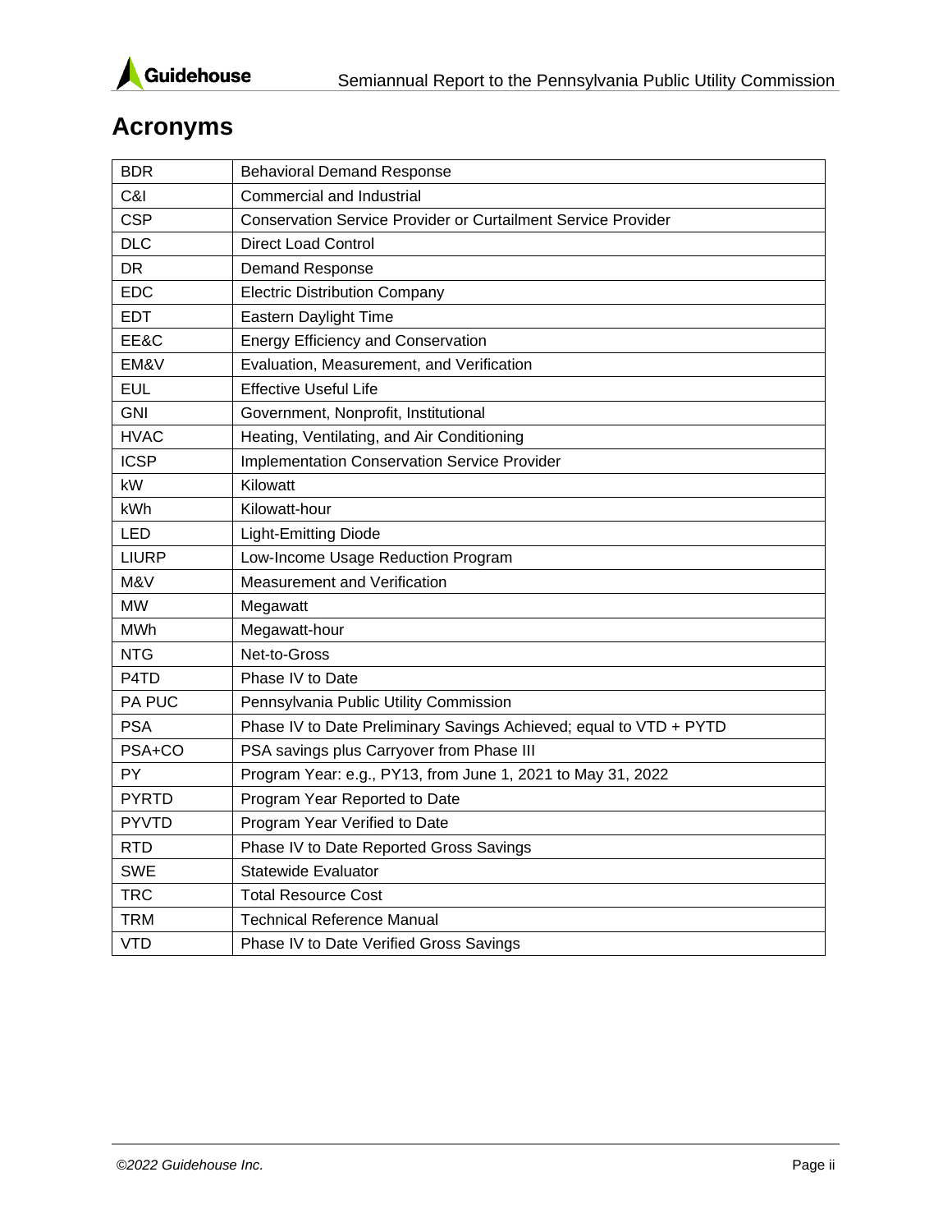# Acronyms

| | |
|---|---|
| BDR | Behavioral Demand Response |
| C&I | Commercial and Industrial |
| CSP | Conservation Service Provider or Curtailment Service Provider |
| DLC | Direct Load Control |
| DR | Demand Response |
| EDC | Electric Distribution Company |
| EDT | Eastern Daylight Time |
| EE&C | Energy Efficiency and Conservation |
| EM&V | Evaluation, Measurement, and Verification |
| EUL | Effective Useful Life |
| GNI | Government, Nonprofit, Institutional |
| HVAC | Heating, Ventilating, and Air Conditioning |
| ICSP | Implementation Conservation Service Provider |
| kW | Kilowatt |
| kWh | Kilowatt-hour |
| LED | Light-Emitting Diode |
| LIURP | Low-Income Usage Reduction Program |
| M&V | Measurement and Verification |
| MW | Megawatt |
| MWh | Megawatt-hour |
| NTG | Net-to-Gross |
| P4TD | Phase IV to Date |
| PA PUC | Pennsylvania Public Utility Commission |
| PSA | Phase IV to Date Preliminary Savings Achieved; equal to VTD + PYTD |
| PSA+CO | PSA savings plus Carryover from Phase III |
| PY | Program Year: e.g., PY13, from June 1, 2021 to May 31, 2022 |
| PYRTD | Program Year Reported to Date |
| PYVTD | Program Year Verified to Date |
| RTD | Phase IV to Date Reported Gross Savings |
| SWE | Statewide Evaluator |
| TRC | Total Resource Cost |
| TRM | Technical Reference Manual |
| VTD | Phase IV to Date Verified Gross Savings |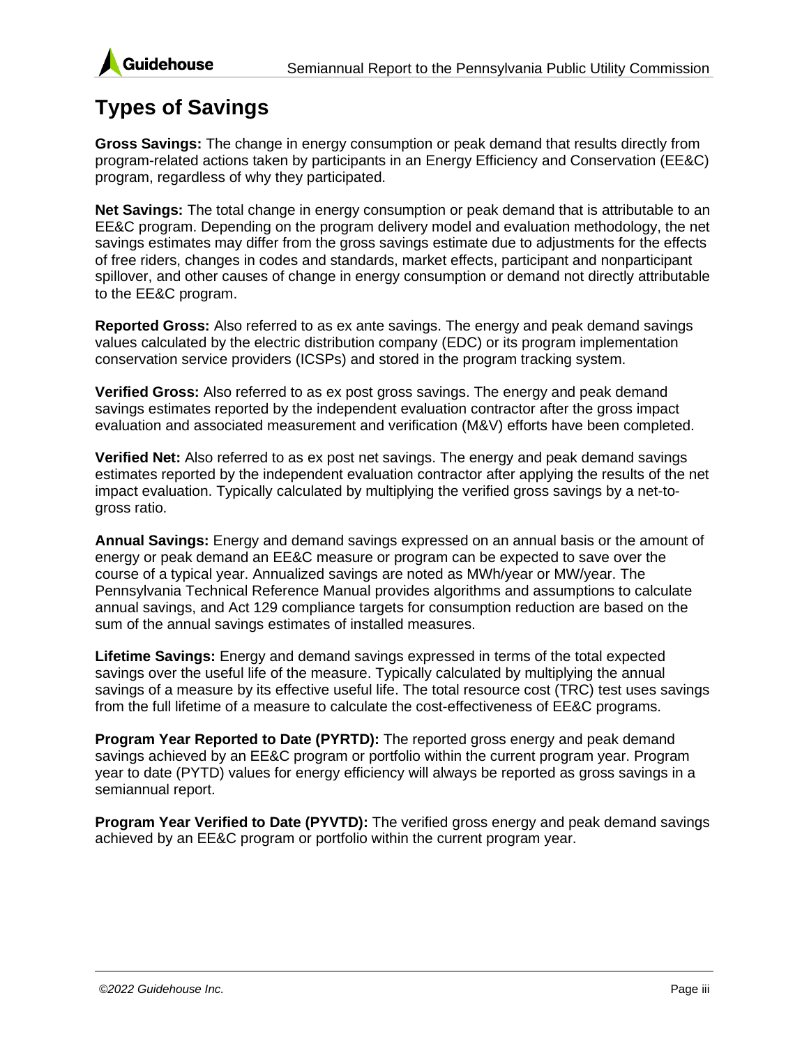# Types of Savings

**Gross Savings:** The change in energy consumption or peak demand that results directly from program-related actions taken by participants in an Energy Efficiency and Conservation (EE&C) program, regardless of why they participated.

**Net Savings:** The total change in energy consumption or peak demand that is attributable to an EE&C program. Depending on the program delivery model and evaluation methodology, the net savings estimates may differ from the gross savings estimate due to adjustments for the effects of free riders, changes in codes and standards, market effects, participant and nonparticipant spillover, and other causes of change in energy consumption or demand not directly attributable to the EE&C program.

**Reported Gross:** Also referred to as ex ante savings. The energy and peak demand savings values calculated by the electric distribution company (EDC) or its program implementation conservation service providers (ICSPs) and stored in the program tracking system.

**Verified Gross:** Also referred to as ex post gross savings. The energy and peak demand savings estimates reported by the independent evaluation contractor after the gross impact evaluation and associated measurement and verification (M&V) efforts have been completed.

**Verified Net:** Also referred to as ex post net savings. The energy and peak demand savings estimates reported by the independent evaluation contractor after applying the results of the net impact evaluation. Typically calculated by multiplying the verified gross savings by a net-to-gross ratio.

**Annual Savings:** Energy and demand savings expressed on an annual basis or the amount of energy or peak demand an EE&C measure or program can be expected to save over the course of a typical year. Annualized savings are noted as MWh/year or MW/year. The Pennsylvania Technical Reference Manual provides algorithms and assumptions to calculate annual savings, and Act 129 compliance targets for consumption reduction are based on the sum of the annual savings estimates of installed measures.

**Lifetime Savings:** Energy and demand savings expressed in terms of the total expected savings over the useful life of the measure. Typically calculated by multiplying the annual savings of a measure by its effective useful life. The total resource cost (TRC) test uses savings from the full lifetime of a measure to calculate the cost-effectiveness of EE&C programs.

**Program Year Reported to Date (PYRTD):** The reported gross energy and peak demand savings achieved by an EE&C program or portfolio within the current program year. Program year to date (PYTD) values for energy efficiency will always be reported as gross savings in a semiannual report.

**Program Year Verified to Date (PYVTD):** The verified gross energy and peak demand savings achieved by an EE&C program or portfolio within the current program year.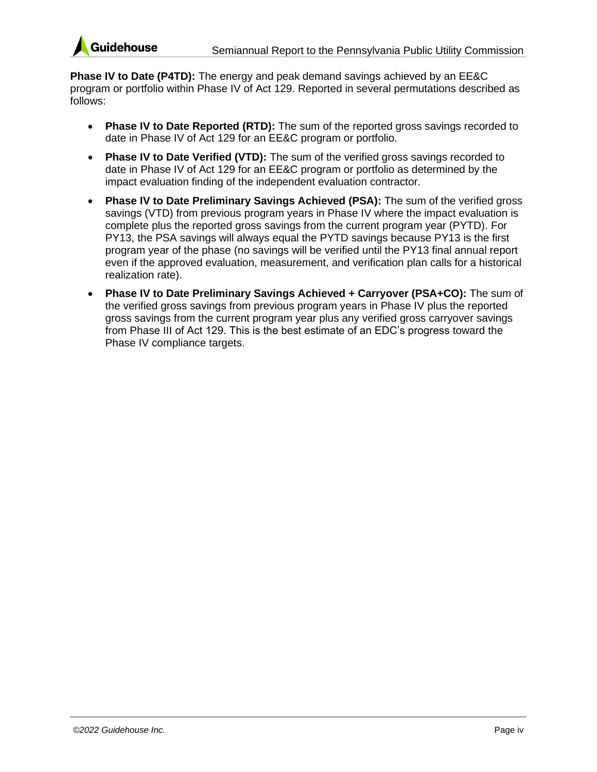**Phase IV to Date (P4TD):** The energy and peak demand savings achieved by an EE&C program or portfolio within Phase IV of Act 129. Reported in several permutations described as follows:

- **Phase IV to Date Reported (RTD):** The sum of the reported gross savings recorded to date in Phase IV of Act 129 for an EE&C program or portfolio.
- **Phase IV to Date Verified (VTD):** The sum of the verified gross savings recorded to date in Phase IV of Act 129 for an EE&C program or portfolio as determined by the impact evaluation finding of the independent evaluation contractor.
- **Phase IV to Date Preliminary Savings Achieved (PSA):** The sum of the verified gross savings (VTD) from previous program years in Phase IV where the impact evaluation is complete plus the reported gross savings from the current program year (PYTD). For PY13, the PSA savings will always equal the PYTD savings because PY13 is the first program year of the phase (no savings will be verified until the PY13 final annual report even if the approved evaluation, measurement, and verification plan calls for a historical realization rate).
- **Phase IV to Date Preliminary Savings Achieved + Carryover (PSA+CO):** The sum of the verified gross savings from previous program years in Phase IV plus the reported gross savings from the current program year plus any verified gross carryover savings from Phase III of Act 129. This is the best estimate of an EDC's progress toward the Phase IV compliance targets.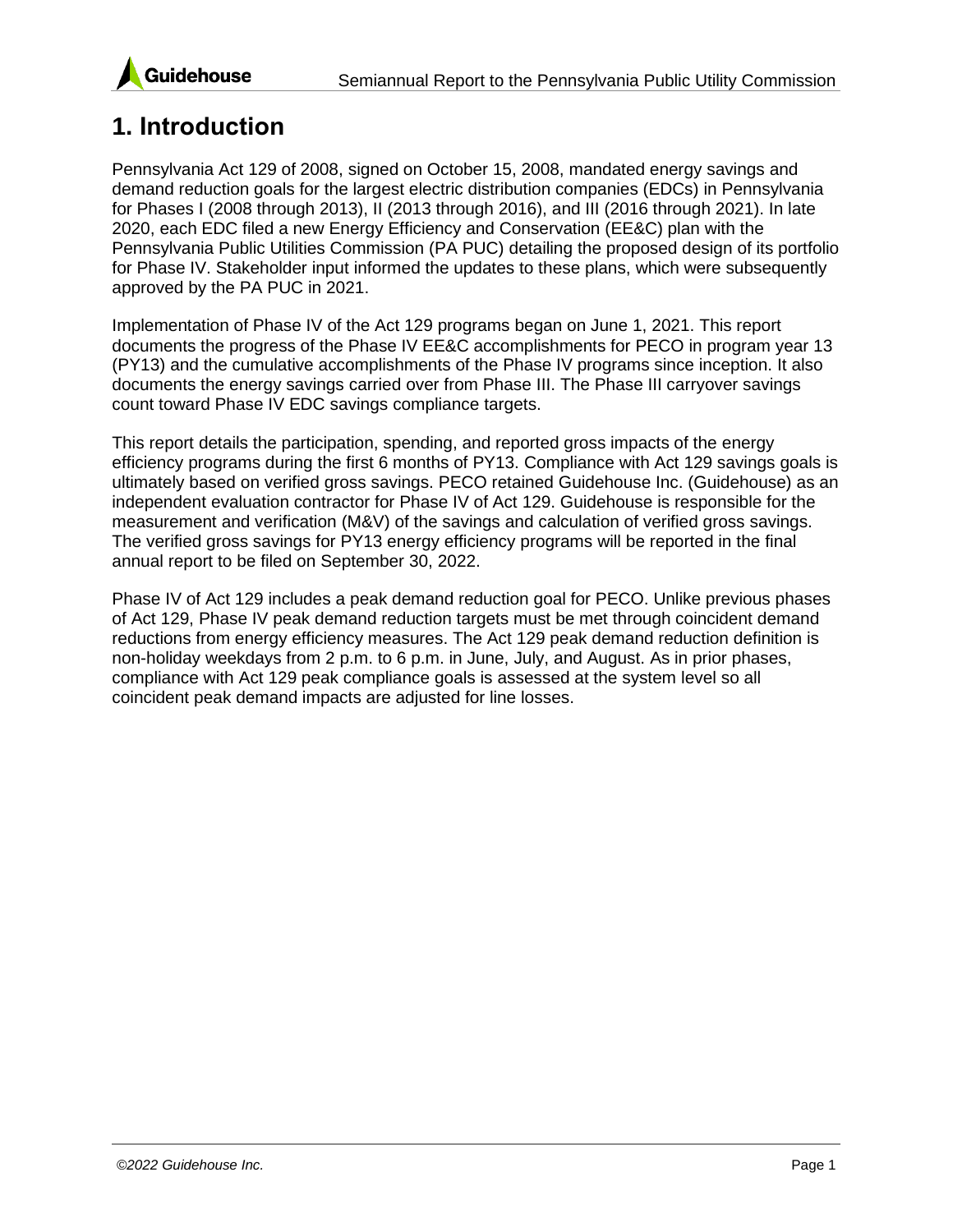# 1. Introduction

Pennsylvania Act 129 of 2008, signed on October 15, 2008, mandated energy savings and demand reduction goals for the largest electric distribution companies (EDCs) in Pennsylvania for Phases I (2008 through 2013), II (2013 through 2016), and III (2016 through 2021). In late 2020, each EDC filed a new Energy Efficiency and Conservation (EE&C) plan with the Pennsylvania Public Utilities Commission (PA PUC) detailing the proposed design of its portfolio for Phase IV. Stakeholder input informed the updates to these plans, which were subsequently approved by the PA PUC in 2021.

Implementation of Phase IV of the Act 129 programs began on June 1, 2021. This report documents the progress of the Phase IV EE&C accomplishments for PECO in program year 13 (PY13) and the cumulative accomplishments of the Phase IV programs since inception. It also documents the energy savings carried over from Phase III. The Phase III carryover savings count toward Phase IV EDC savings compliance targets.

This report details the participation, spending, and reported gross impacts of the energy efficiency programs during the first 6 months of PY13. Compliance with Act 129 savings goals is ultimately based on verified gross savings. PECO retained Guidehouse Inc. (Guidehouse) as an independent evaluation contractor for Phase IV of Act 129. Guidehouse is responsible for the measurement and verification (M&V) of the savings and calculation of verified gross savings. The verified gross savings for PY13 energy efficiency programs will be reported in the final annual report to be filed on September 30, 2022.

Phase IV of Act 129 includes a peak demand reduction goal for PECO. Unlike previous phases of Act 129, Phase IV peak demand reduction targets must be met through coincident demand reductions from energy efficiency measures. The Act 129 peak demand reduction definition is non-holiday weekdays from 2 p.m. to 6 p.m. in June, July, and August. As in prior phases, compliance with Act 129 peak compliance goals is assessed at the system level so all coincident peak demand impacts are adjusted for line losses.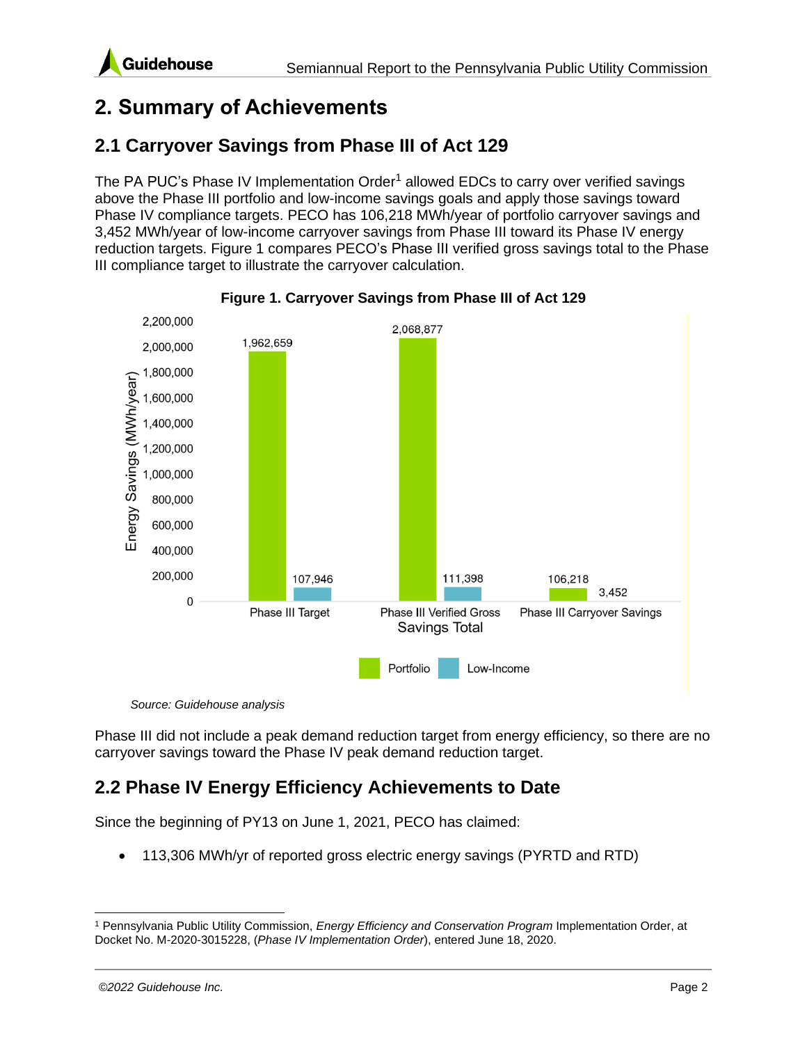# 2. Summary of Achievements

## 2.1 Carryover Savings from Phase III of Act 129

The PA PUC's Phase IV Implementation Order[1] allowed EDCs to carry over verified savings above the Phase III portfolio and low-income savings goals and apply those savings toward Phase IV compliance targets. PECO has 106,218 MWh/year of portfolio carryover savings and 3,452 MWh/year of low-income carryover savings from Phase III toward its Phase IV energy reduction targets. Figure 1 compares PECO's Phase III verified gross savings total to the Phase III compliance target to illustrate the carryover calculation.

**Figure 1. Carryover Savings from Phase III of Act 129**

| Energy Savings (MWh/year) | Portfolio | Low-Income |
|---|---|---|
| Phase III Target | 1,962,659 | 107,946 |
| Phase III Verified Gross Savings Total | 2,068,877 | 111,398 |
| Phase III Carryover Savings | 106,218 | 3,452 |

*Source: Guidehouse analysis*

Phase III did not include a peak demand reduction target from energy efficiency, so there are no carryover savings toward the Phase IV peak demand reduction target.

## 2.2 Phase IV Energy Efficiency Achievements to Date

Since the beginning of PY13 on June 1, 2021, PECO has claimed:

- 113,306 MWh/yr of reported gross electric energy savings (PYRTD and RTD)

[1] Pennsylvania Public Utility Commission, *Energy Efficiency and Conservation Program* Implementation Order, at Docket No. M-2020-3015228, (*Phase IV Implementation Order*), entered June 18, 2020.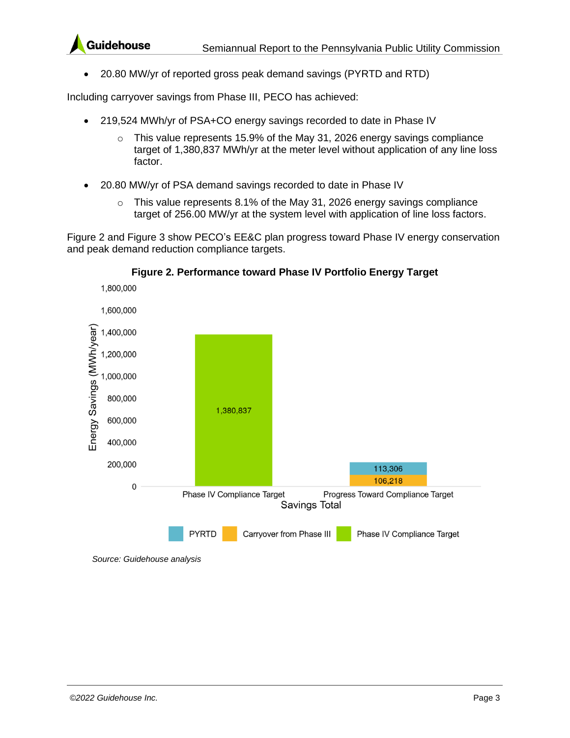- 20.80 MW/yr of reported gross peak demand savings (PYRTD and RTD)

Including carryover savings from Phase III, PECO has achieved:

- 219,524 MWh/yr of PSA+CO energy savings recorded to date in Phase IV
  - This value represents 15.9% of the May 31, 2026 energy savings compliance target of 1,380,837 MWh/yr at the meter level without application of any line loss factor.
- 20.80 MW/yr of PSA demand savings recorded to date in Phase IV
  - This value represents 8.1% of the May 31, 2026 energy savings compliance target of 256.00 MW/yr at the system level with application of line loss factors.

Figure 2 and Figure 3 show PECO's EE&C plan progress toward Phase IV energy conservation and peak demand reduction compliance targets.

**Figure 2. Performance toward Phase IV Portfolio Energy Target**

| Savings Total | Phase IV Compliance Target | Carryover from Phase III | PYRTD |
|---|---|---|---|
| Phase IV Compliance Target | 1,380,837 | | |
| Progress Toward Compliance Target | | 106,218 | 113,306 |

*Source: Guidehouse analysis*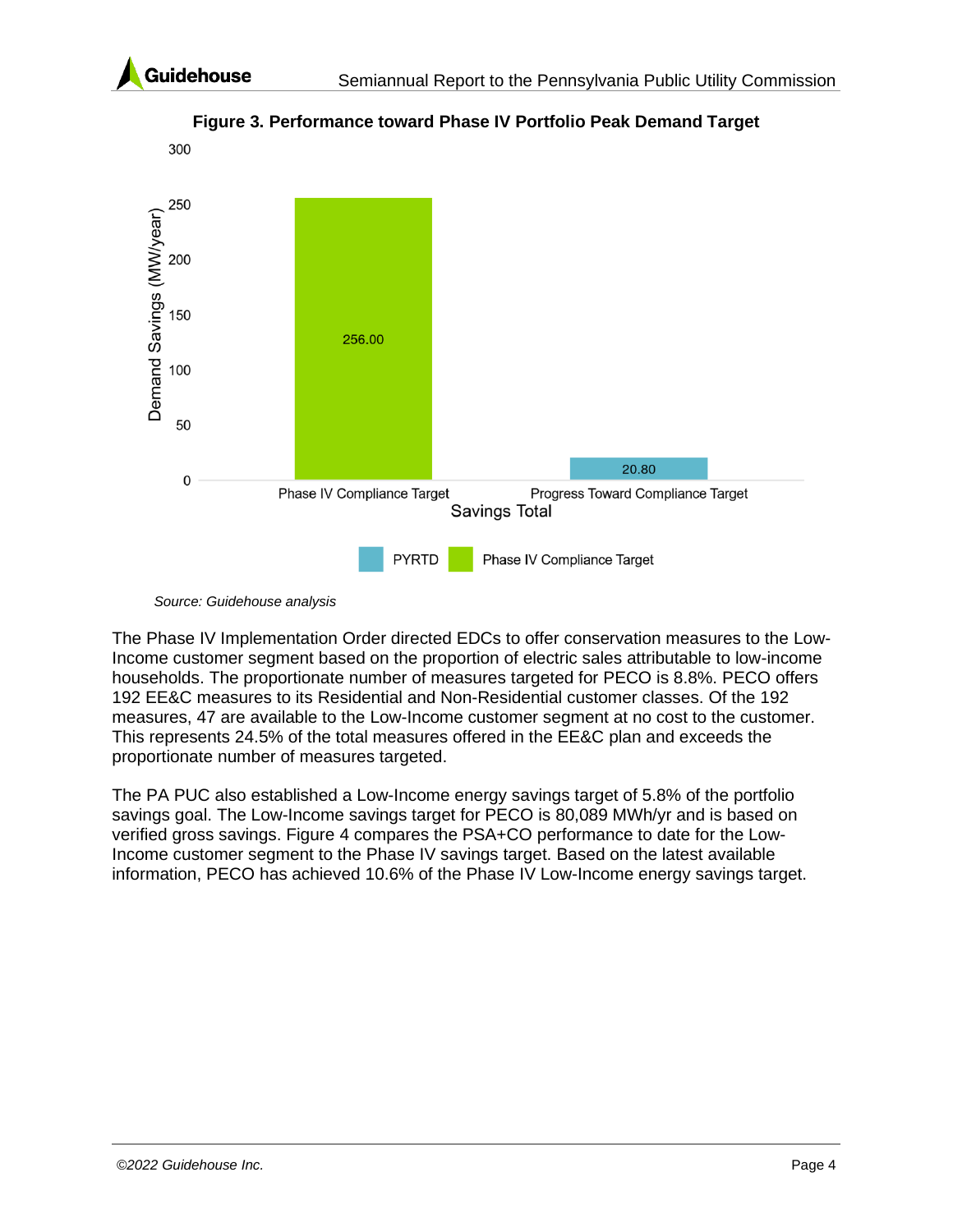**Figure 3. Performance toward Phase IV Portfolio Peak Demand Target**

*Source: Guidehouse analysis*

The Phase IV Implementation Order directed EDCs to offer conservation measures to the Low-Income customer segment based on the proportion of electric sales attributable to low-income households. The proportionate number of measures targeted for PECO is 8.8%. PECO offers 192 EE&C measures to its Residential and Non-Residential customer classes. Of the 192 measures, 47 are available to the Low-Income customer segment at no cost to the customer. This represents 24.5% of the total measures offered in the EE&C plan and exceeds the proportionate number of measures targeted.

The PA PUC also established a Low-Income energy savings target of 5.8% of the portfolio savings goal. The Low-Income savings target for PECO is 80,089 MWh/yr and is based on verified gross savings. Figure 4 compares the PSA+CO performance to date for the Low-Income customer segment to the Phase IV savings target. Based on the latest available information, PECO has achieved 10.6% of the Phase IV Low-Income energy savings target.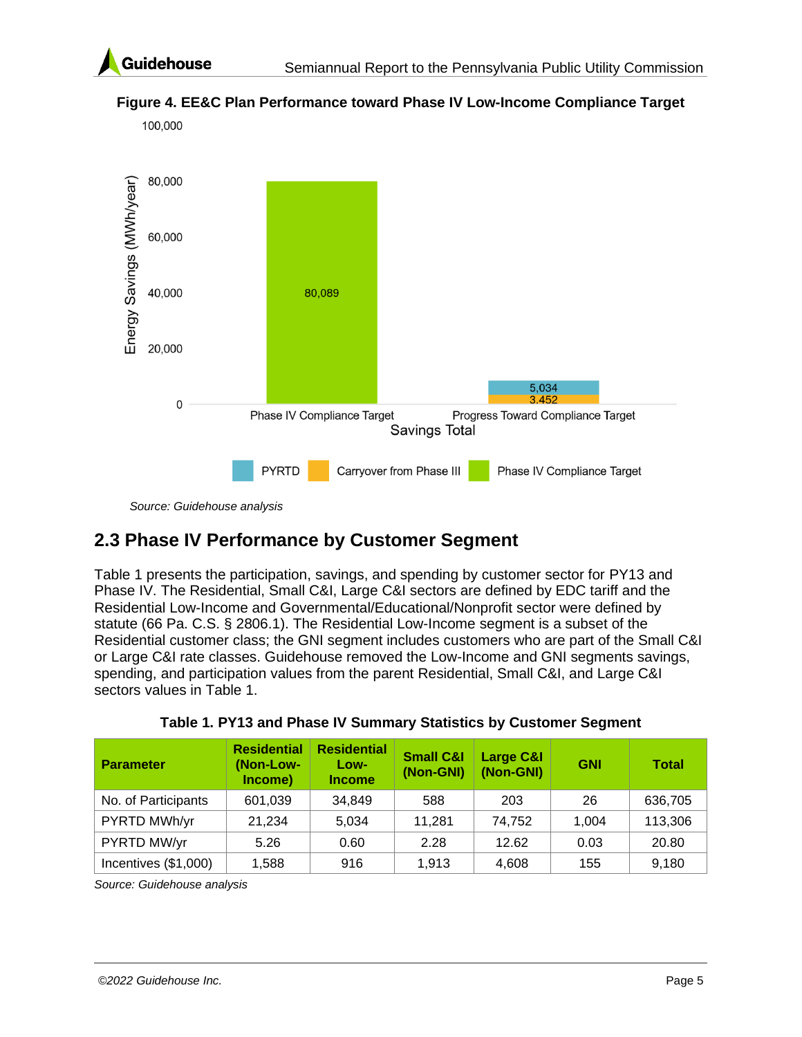**Figure 4. EE&C Plan Performance toward Phase IV Low-Income Compliance Target**

*Source: Guidehouse analysis*

## 2.3 Phase IV Performance by Customer Segment

Table 1 presents the participation, savings, and spending by customer sector for PY13 and Phase IV. The Residential, Small C&I, Large C&I sectors are defined by EDC tariff and the Residential Low-Income and Governmental/Educational/Nonprofit sector were defined by statute (66 Pa. C.S. § 2806.1). The Residential Low-Income segment is a subset of the Residential customer class; the GNI segment includes customers who are part of the Small C&I or Large C&I rate classes. Guidehouse removed the Low-Income and GNI segments savings, spending, and participation values from the parent Residential, Small C&I, and Large C&I sectors values in Table 1.

**Table 1. PY13 and Phase IV Summary Statistics by Customer Segment**

| Parameter | Residential (Non-Low-Income) | Residential Low-Income | Small C&I (Non-GNI) | Large C&I (Non-GNI) | GNI | Total |
|---|---|---|---|---|---|---|
| No. of Participants | 601,039 | 34,849 | 588 | 203 | 26 | 636,705 |
| PYRTD MWh/yr | 21,234 | 5,034 | 11,281 | 74,752 | 1,004 | 113,306 |
| PYRTD MW/yr | 5.26 | 0.60 | 2.28 | 12.62 | 0.03 | 20.80 |
| Incentives ($1,000) | 1,588 | 916 | 1,913 | 4,608 | 155 | 9,180 |

*Source: Guidehouse analysis*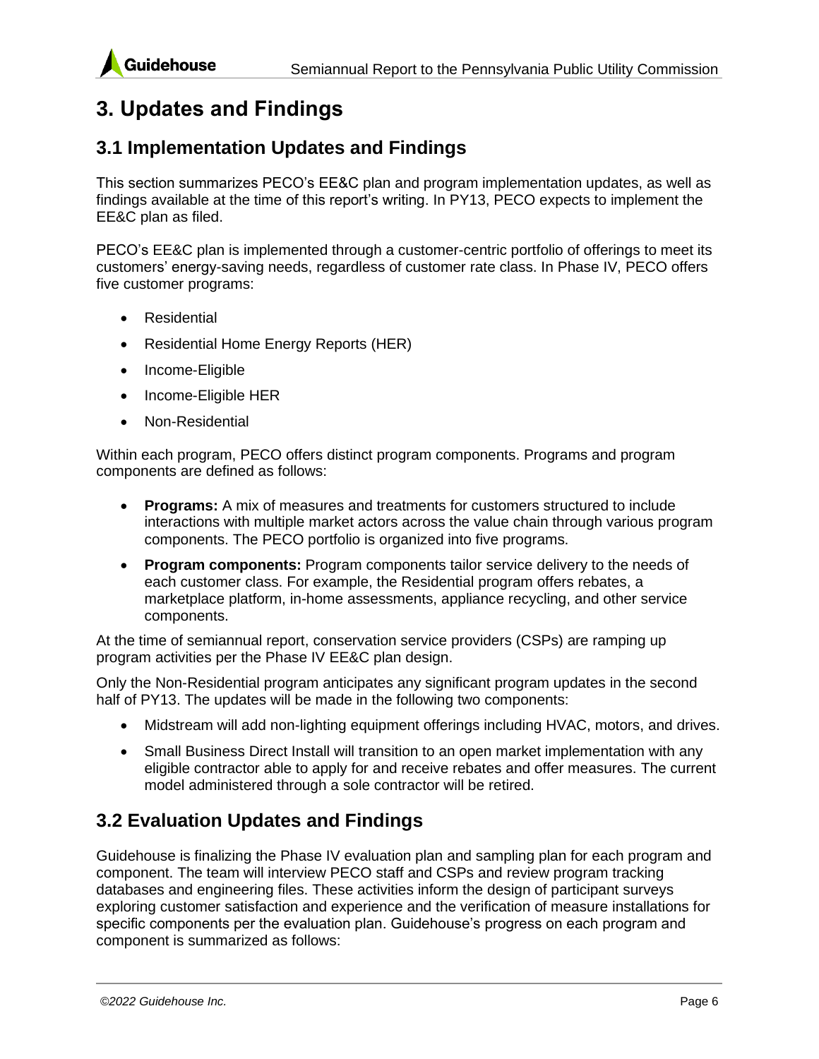# 3. Updates and Findings

## 3.1 Implementation Updates and Findings

This section summarizes PECO's EE&C plan and program implementation updates, as well as findings available at the time of this report's writing. In PY13, PECO expects to implement the EE&C plan as filed.

PECO's EE&C plan is implemented through a customer-centric portfolio of offerings to meet its customers' energy-saving needs, regardless of customer rate class. In Phase IV, PECO offers five customer programs:

- Residential
- Residential Home Energy Reports (HER)
- Income-Eligible
- Income-Eligible HER
- Non-Residential

Within each program, PECO offers distinct program components. Programs and program components are defined as follows:

- **Programs:** A mix of measures and treatments for customers structured to include interactions with multiple market actors across the value chain through various program components. The PECO portfolio is organized into five programs.
- **Program components:** Program components tailor service delivery to the needs of each customer class. For example, the Residential program offers rebates, a marketplace platform, in-home assessments, appliance recycling, and other service components.

At the time of semiannual report, conservation service providers (CSPs) are ramping up program activities per the Phase IV EE&C plan design.

Only the Non-Residential program anticipates any significant program updates in the second half of PY13. The updates will be made in the following two components:

- Midstream will add non-lighting equipment offerings including HVAC, motors, and drives.
- Small Business Direct Install will transition to an open market implementation with any eligible contractor able to apply for and receive rebates and offer measures. The current model administered through a sole contractor will be retired.

## 3.2 Evaluation Updates and Findings

Guidehouse is finalizing the Phase IV evaluation plan and sampling plan for each program and component. The team will interview PECO staff and CSPs and review program tracking databases and engineering files. These activities inform the design of participant surveys exploring customer satisfaction and experience and the verification of measure installations for specific components per the evaluation plan. Guidehouse's progress on each program and component is summarized as follows: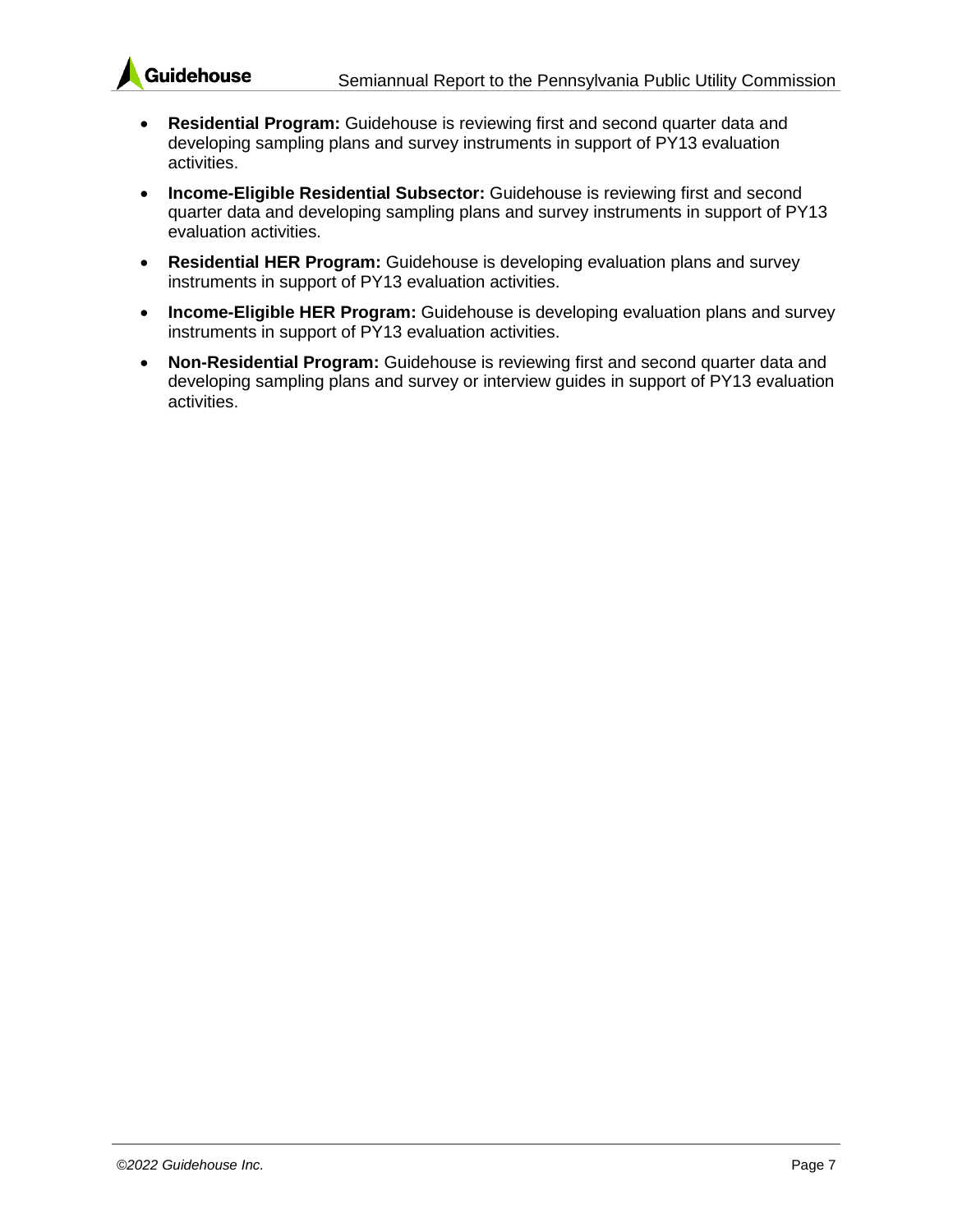- **Residential Program:** Guidehouse is reviewing first and second quarter data and developing sampling plans and survey instruments in support of PY13 evaluation activities.
- **Income-Eligible Residential Subsector:** Guidehouse is reviewing first and second quarter data and developing sampling plans and survey instruments in support of PY13 evaluation activities.
- **Residential HER Program:** Guidehouse is developing evaluation plans and survey instruments in support of PY13 evaluation activities.
- **Income-Eligible HER Program:** Guidehouse is developing evaluation plans and survey instruments in support of PY13 evaluation activities.
- **Non-Residential Program:** Guidehouse is reviewing first and second quarter data and developing sampling plans and survey or interview guides in support of PY13 evaluation activities.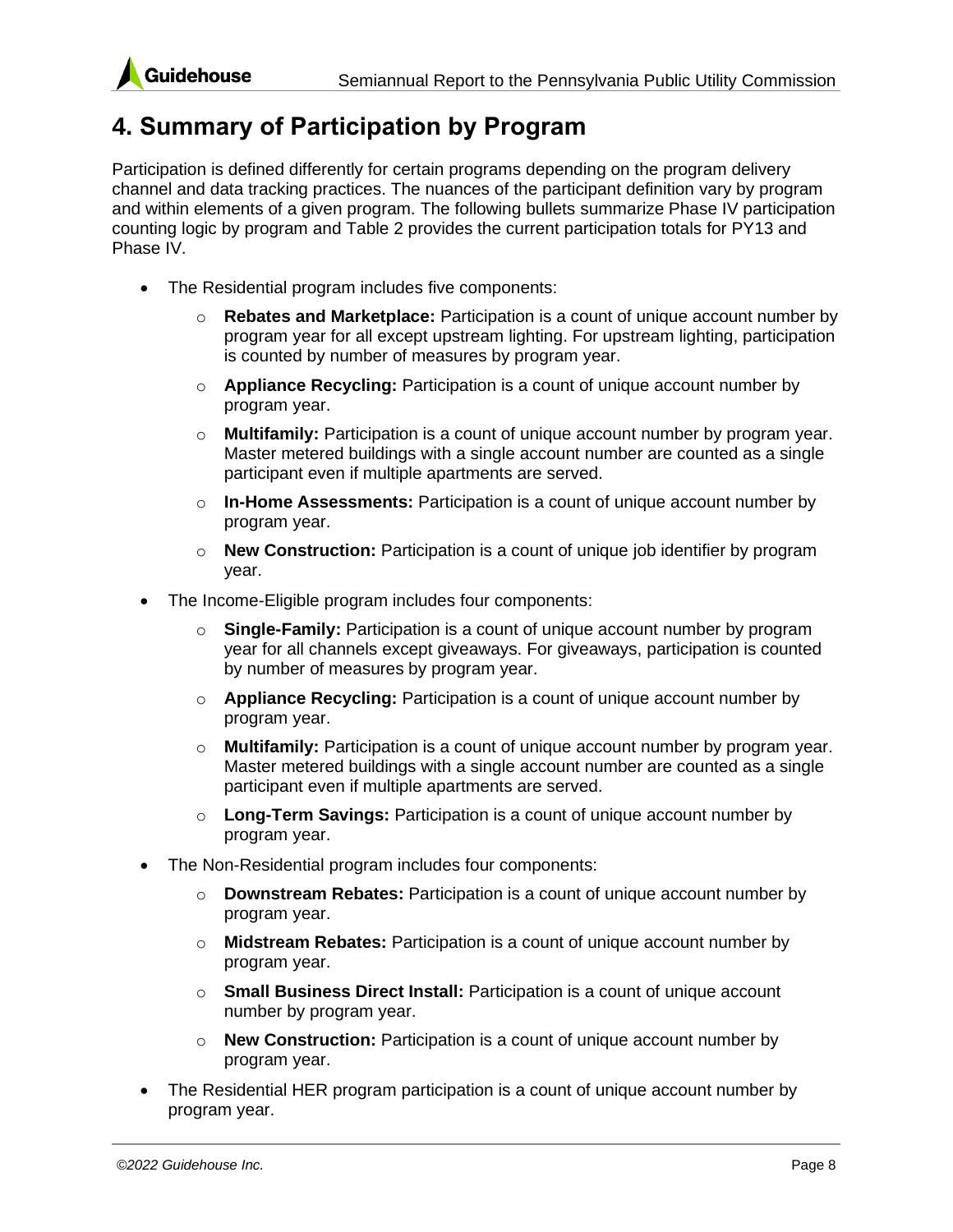# 4. Summary of Participation by Program

Participation is defined differently for certain programs depending on the program delivery channel and data tracking practices. The nuances of the participant definition vary by program and within elements of a given program. The following bullets summarize Phase IV participation counting logic by program and Table 2 provides the current participation totals for PY13 and Phase IV.

- The Residential program includes five components:
  - **Rebates and Marketplace:** Participation is a count of unique account number by program year for all except upstream lighting. For upstream lighting, participation is counted by number of measures by program year.
  - **Appliance Recycling:** Participation is a count of unique account number by program year.
  - **Multifamily:** Participation is a count of unique account number by program year. Master metered buildings with a single account number are counted as a single participant even if multiple apartments are served.
  - **In-Home Assessments:** Participation is a count of unique account number by program year.
  - **New Construction:** Participation is a count of unique job identifier by program year.
- The Income-Eligible program includes four components:
  - **Single-Family:** Participation is a count of unique account number by program year for all channels except giveaways. For giveaways, participation is counted by number of measures by program year.
  - **Appliance Recycling:** Participation is a count of unique account number by program year.
  - **Multifamily:** Participation is a count of unique account number by program year. Master metered buildings with a single account number are counted as a single participant even if multiple apartments are served.
  - **Long-Term Savings:** Participation is a count of unique account number by program year.
- The Non-Residential program includes four components:
  - **Downstream Rebates:** Participation is a count of unique account number by program year.
  - **Midstream Rebates:** Participation is a count of unique account number by program year.
  - **Small Business Direct Install:** Participation is a count of unique account number by program year.
  - **New Construction:** Participation is a count of unique account number by program year.
- The Residential HER program participation is a count of unique account number by program year.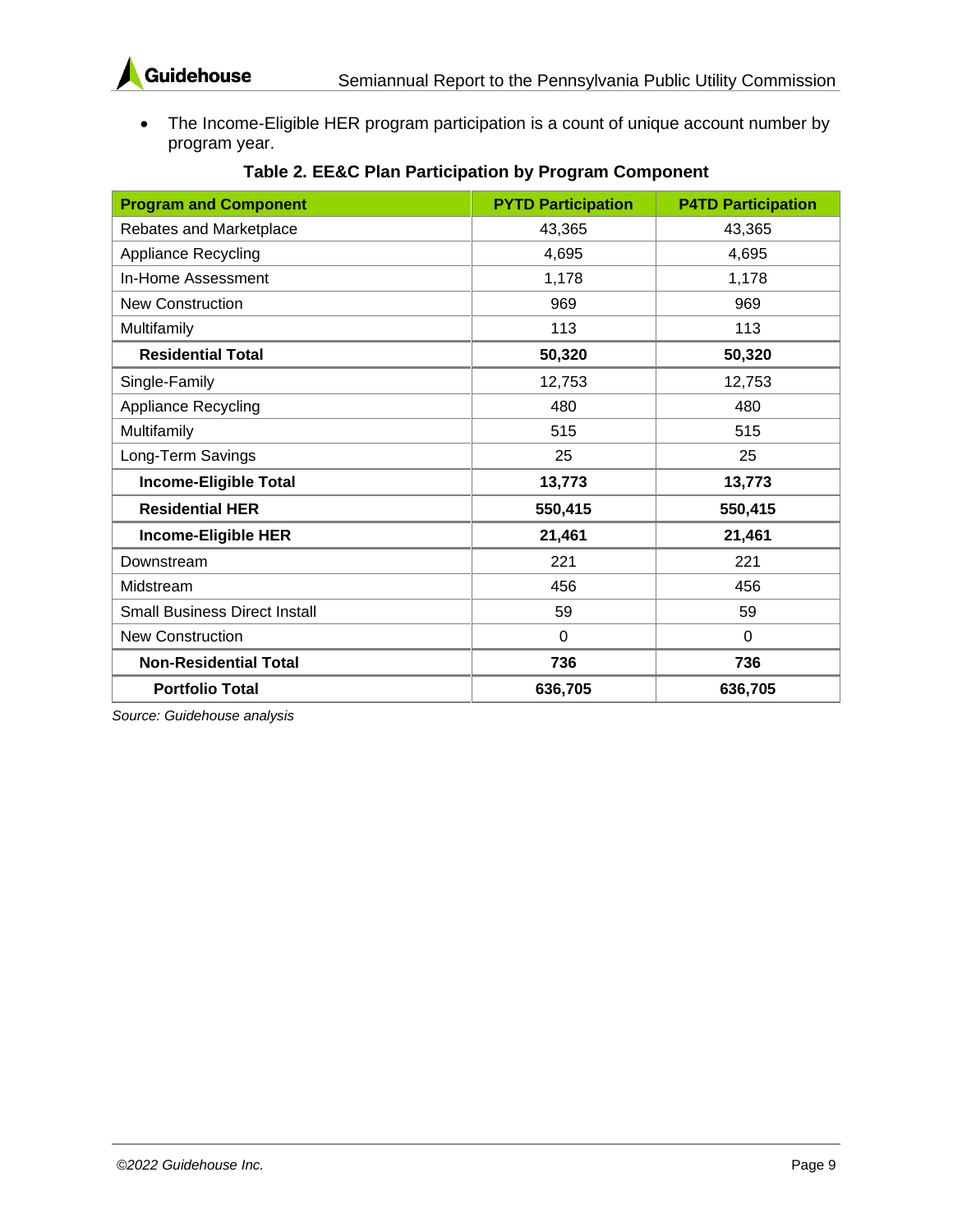- The Income-Eligible HER program participation is a count of unique account number by program year.

**Table 2. EE&C Plan Participation by Program Component**

| Program and Component | PYTD Participation | P4TD Participation |
|---|---|---|
| Rebates and Marketplace | 43,365 | 43,365 |
| Appliance Recycling | 4,695 | 4,695 |
| In-Home Assessment | 1,178 | 1,178 |
| New Construction | 969 | 969 |
| Multifamily | 113 | 113 |
| **Residential Total** | **50,320** | **50,320** |
| Single-Family | 12,753 | 12,753 |
| Appliance Recycling | 480 | 480 |
| Multifamily | 515 | 515 |
| Long-Term Savings | 25 | 25 |
| **Income-Eligible Total** | **13,773** | **13,773** |
| **Residential HER** | **550,415** | **550,415** |
| **Income-Eligible HER** | **21,461** | **21,461** |
| Downstream | 221 | 221 |
| Midstream | 456 | 456 |
| Small Business Direct Install | 59 | 59 |
| New Construction | 0 | 0 |
| **Non-Residential Total** | **736** | **736** |
| **Portfolio Total** | **636,705** | **636,705** |

*Source: Guidehouse analysis*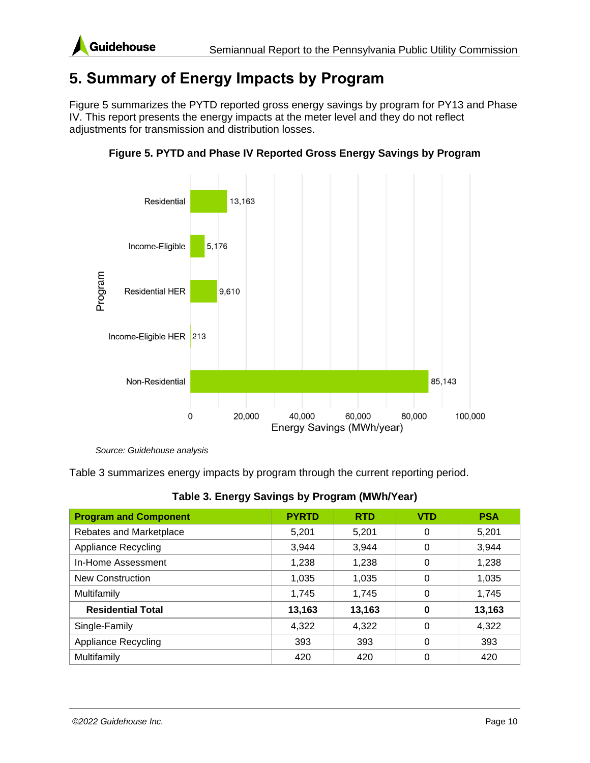# 5. Summary of Energy Impacts by Program

Figure 5 summarizes the PYTD reported gross energy savings by program for PY13 and Phase IV. This report presents the energy impacts at the meter level and they do not reflect adjustments for transmission and distribution losses.

**Figure 5. PYTD and Phase IV Reported Gross Energy Savings by Program**

| Program | Energy Savings (MWh/year) |
|---|---|
| Residential | 13,163 |
| Income-Eligible | 5,176 |
| Residential HER | 9,610 |
| Income-Eligible HER | 213 |
| Non-Residential | 85,143 |

*Source: Guidehouse analysis*

Table 3 summarizes energy impacts by program through the current reporting period.

**Table 3. Energy Savings by Program (MWh/Year)**

| Program and Component | PYRTD | RTD | VTD | PSA |
|---|---|---|---|---|
| Rebates and Marketplace | 5,201 | 5,201 | 0 | 5,201 |
| Appliance Recycling | 3,944 | 3,944 | 0 | 3,944 |
| In-Home Assessment | 1,238 | 1,238 | 0 | 1,238 |
| New Construction | 1,035 | 1,035 | 0 | 1,035 |
| Multifamily | 1,745 | 1,745 | 0 | 1,745 |
| **Residential Total** | **13,163** | **13,163** | **0** | **13,163** |
| Single-Family | 4,322 | 4,322 | 0 | 4,322 |
| Appliance Recycling | 393 | 393 | 0 | 393 |
| Multifamily | 420 | 420 | 0 | 420 |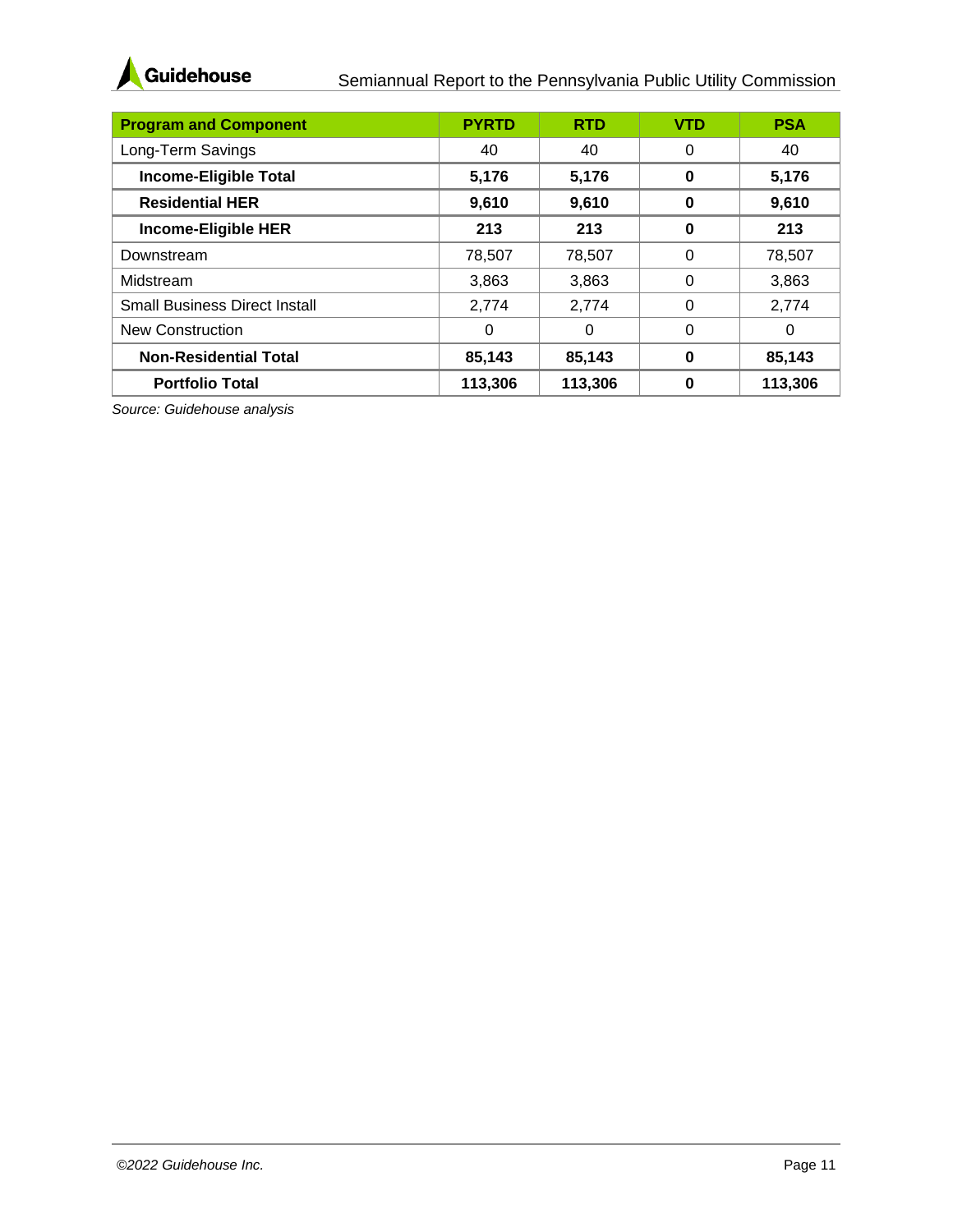| Program and Component | PYRTD | RTD | VTD | PSA |
| --- | --- | --- | --- | --- |
| Long-Term Savings | 40 | 40 | 0 | 40 |
| **Income-Eligible Total** | **5,176** | **5,176** | **0** | **5,176** |
| **Residential HER** | **9,610** | **9,610** | **0** | **9,610** |
| **Income-Eligible HER** | **213** | **213** | **0** | **213** |
| Downstream | 78,507 | 78,507 | 0 | 78,507 |
| Midstream | 3,863 | 3,863 | 0 | 3,863 |
| Small Business Direct Install | 2,774 | 2,774 | 0 | 2,774 |
| New Construction | 0 | 0 | 0 | 0 |
| **Non-Residential Total** | **85,143** | **85,143** | **0** | **85,143** |
| **Portfolio Total** | **113,306** | **113,306** | **0** | **113,306** |

*Source: Guidehouse analysis*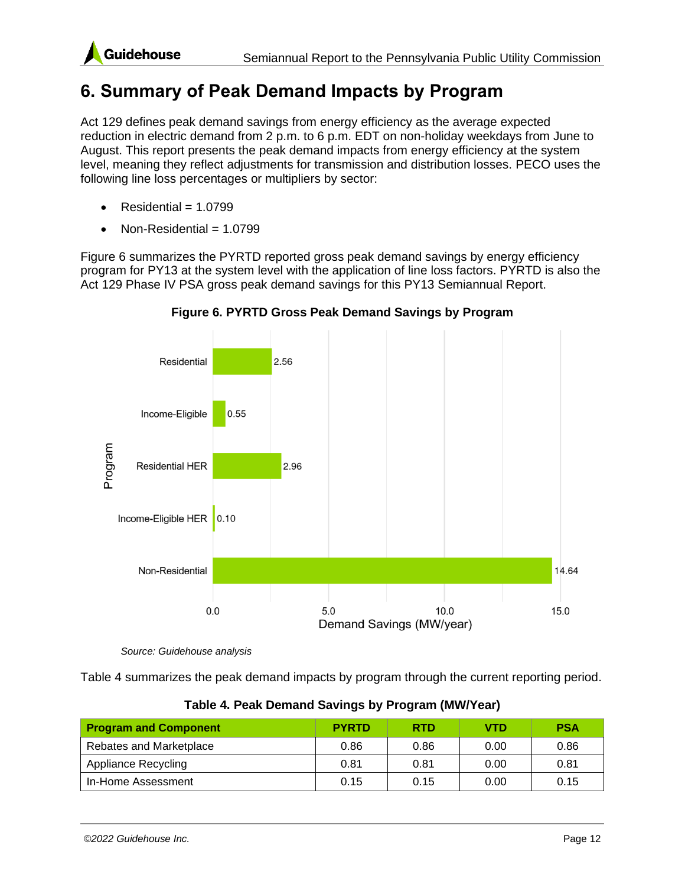# 6. Summary of Peak Demand Impacts by Program

Act 129 defines peak demand savings from energy efficiency as the average expected reduction in electric demand from 2 p.m. to 6 p.m. EDT on non-holiday weekdays from June to August. This report presents the peak demand impacts from energy efficiency at the system level, meaning they reflect adjustments for transmission and distribution losses. PECO uses the following line loss percentages or multipliers by sector:

- Residential = 1.0799
- Non-Residential = 1.0799

Figure 6 summarizes the PYRTD reported gross peak demand savings by energy efficiency program for PY13 at the system level with the application of line loss factors. PYRTD is also the Act 129 Phase IV PSA gross peak demand savings for this PY13 Semiannual Report.

**Figure 6. PYRTD Gross Peak Demand Savings by Program**

| Program | Demand Savings (MW/year) |
|---|---|
| Residential | 2.56 |
| Income-Eligible | 0.55 |
| Residential HER | 2.96 |
| Income-Eligible HER | 0.10 |
| Non-Residential | 14.64 |

*Source: Guidehouse analysis*

Table 4 summarizes the peak demand impacts by program through the current reporting period.

**Table 4. Peak Demand Savings by Program (MW/Year)**

| Program and Component | PYRTD | RTD | VTD | PSA |
|---|---|---|---|---|
| Rebates and Marketplace | 0.86 | 0.86 | 0.00 | 0.86 |
| Appliance Recycling | 0.81 | 0.81 | 0.00 | 0.81 |
| In-Home Assessment | 0.15 | 0.15 | 0.00 | 0.15 |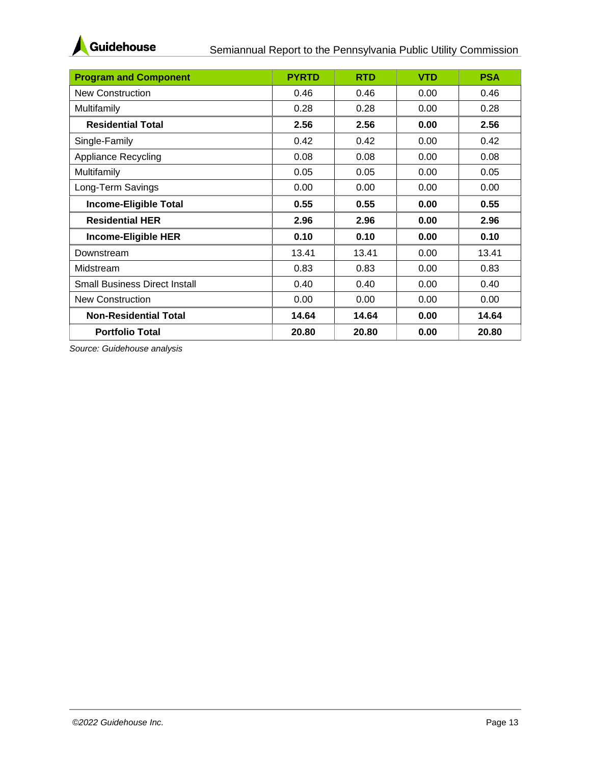| Program and Component | PYRTD | RTD | VTD | PSA |
|---|---|---|---|---|
| New Construction | 0.46 | 0.46 | 0.00 | 0.46 |
| Multifamily | 0.28 | 0.28 | 0.00 | 0.28 |
| **Residential Total** | **2.56** | **2.56** | **0.00** | **2.56** |
| Single-Family | 0.42 | 0.42 | 0.00 | 0.42 |
| Appliance Recycling | 0.08 | 0.08 | 0.00 | 0.08 |
| Multifamily | 0.05 | 0.05 | 0.00 | 0.05 |
| Long-Term Savings | 0.00 | 0.00 | 0.00 | 0.00 |
| **Income-Eligible Total** | **0.55** | **0.55** | **0.00** | **0.55** |
| **Residential HER** | **2.96** | **2.96** | **0.00** | **2.96** |
| **Income-Eligible HER** | **0.10** | **0.10** | **0.00** | **0.10** |
| Downstream | 13.41 | 13.41 | 0.00 | 13.41 |
| Midstream | 0.83 | 0.83 | 0.00 | 0.83 |
| Small Business Direct Install | 0.40 | 0.40 | 0.00 | 0.40 |
| New Construction | 0.00 | 0.00 | 0.00 | 0.00 |
| **Non-Residential Total** | **14.64** | **14.64** | **0.00** | **14.64** |
| **Portfolio Total** | **20.80** | **20.80** | **0.00** | **20.80** |

*Source: Guidehouse analysis*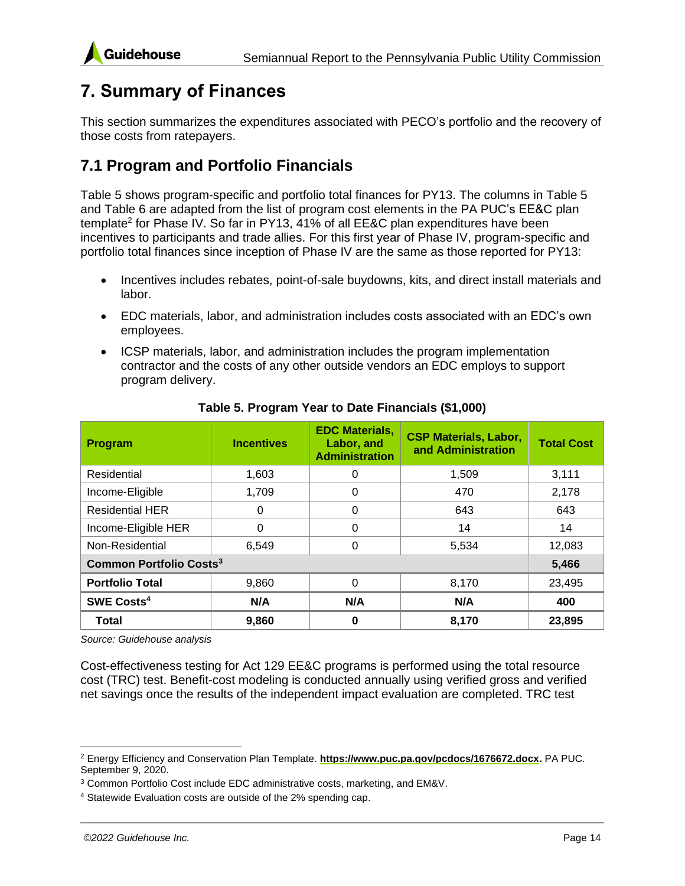# 7. Summary of Finances

This section summarizes the expenditures associated with PECO's portfolio and the recovery of those costs from ratepayers.

## 7.1 Program and Portfolio Financials

Table 5 shows program-specific and portfolio total finances for PY13. The columns in Table 5 and Table 6 are adapted from the list of program cost elements in the PA PUC's EE&C plan template[2] for Phase IV. So far in PY13, 41% of all EE&C plan expenditures have been incentives to participants and trade allies. For this first year of Phase IV, program-specific and portfolio total finances since inception of Phase IV are the same as those reported for PY13:

- Incentives includes rebates, point-of-sale buydowns, kits, and direct install materials and labor.
- EDC materials, labor, and administration includes costs associated with an EDC's own employees.
- ICSP materials, labor, and administration includes the program implementation contractor and the costs of any other outside vendors an EDC employs to support program delivery.

**Table 5. Program Year to Date Financials ($1,000)**

| Program | Incentives | EDC Materials, Labor, and Administration | CSP Materials, Labor, and Administration | Total Cost |
|---|---|---|---|---|
| Residential | 1,603 | 0 | 1,509 | 3,111 |
| Income-Eligible | 1,709 | 0 | 470 | 2,178 |
| Residential HER | 0 | 0 | 643 | 643 |
| Income-Eligible HER | 0 | 0 | 14 | 14 |
| Non-Residential | 6,549 | 0 | 5,534 | 12,083 |
| **Common Portfolio Costs[3]** | | | | **5,466** |
| **Portfolio Total** | 9,860 | 0 | 8,170 | 23,495 |
| **SWE Costs[4]** | **N/A** | **N/A** | **N/A** | **400** |
| **Total** | **9,860** | **0** | **8,170** | **23,895** |

*Source: Guidehouse analysis*

Cost-effectiveness testing for Act 129 EE&C programs is performed using the total resource cost (TRC) test. Benefit-cost modeling is conducted annually using verified gross and verified net savings once the results of the independent impact evaluation are completed. TRC test

[2] Energy Efficiency and Conservation Plan Template. **https://www.puc.pa.gov/pcdocs/1676672.docx.** PA PUC. September 9, 2020.

[3] Common Portfolio Cost include EDC administrative costs, marketing, and EM&V.

[4] Statewide Evaluation costs are outside of the 2% spending cap.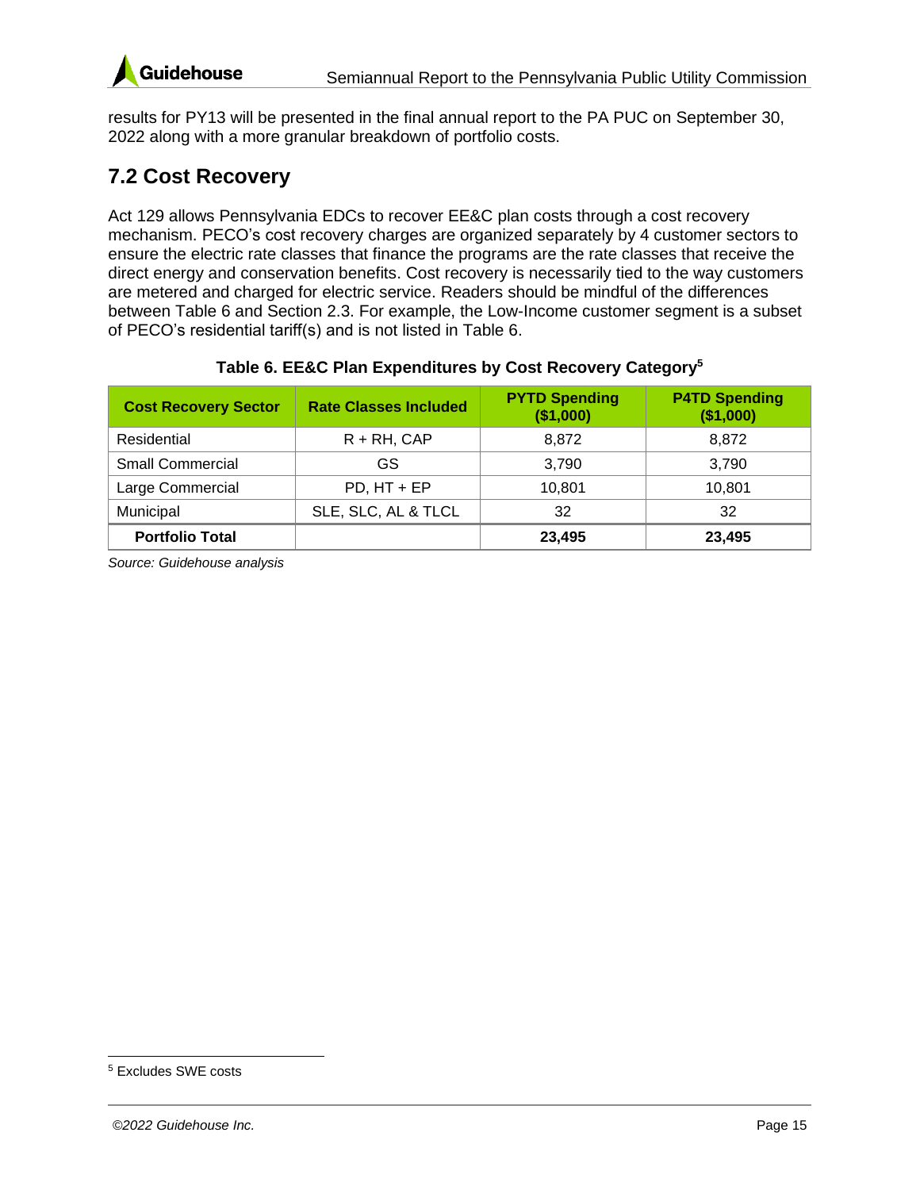results for PY13 will be presented in the final annual report to the PA PUC on September 30, 2022 along with a more granular breakdown of portfolio costs.

## 7.2 Cost Recovery

Act 129 allows Pennsylvania EDCs to recover EE&C plan costs through a cost recovery mechanism. PECO's cost recovery charges are organized separately by 4 customer sectors to ensure the electric rate classes that finance the programs are the rate classes that receive the direct energy and conservation benefits. Cost recovery is necessarily tied to the way customers are metered and charged for electric service. Readers should be mindful of the differences between Table 6 and Section 2.3. For example, the Low-Income customer segment is a subset of PECO's residential tariff(s) and is not listed in Table 6.

**Table 6. EE&C Plan Expenditures by Cost Recovery Category[5]**

| Cost Recovery Sector | Rate Classes Included | PYTD Spending ($1,000) | P4TD Spending ($1,000) |
|---|---|---|---|
| Residential | R + RH, CAP | 8,872 | 8,872 |
| Small Commercial | GS | 3,790 | 3,790 |
| Large Commercial | PD, HT + EP | 10,801 | 10,801 |
| Municipal | SLE, SLC, AL & TLCL | 32 | 32 |
| **Portfolio Total** | | **23,495** | **23,495** |

*Source: Guidehouse analysis*

[5] Excludes SWE costs